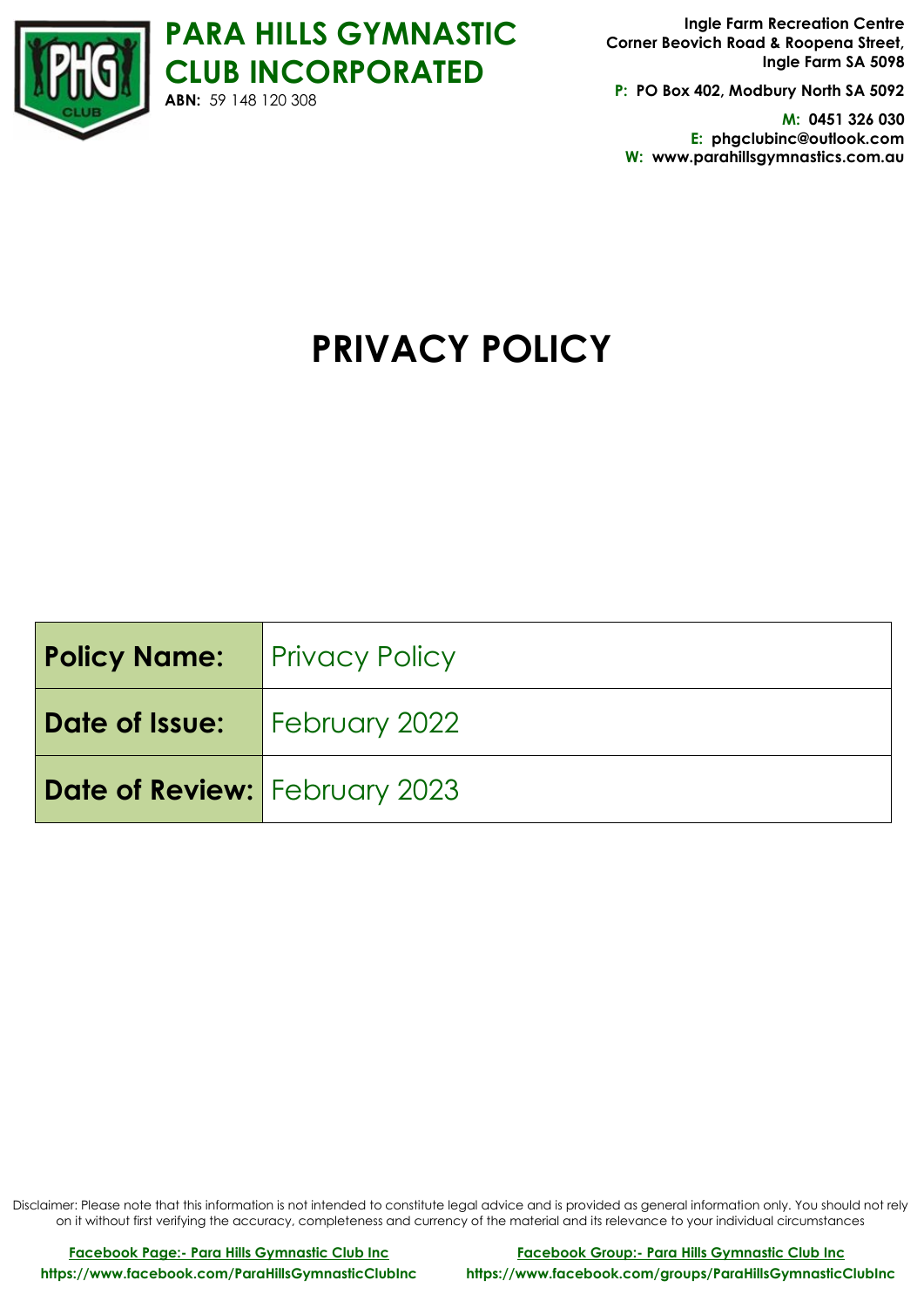# PARA HILLS GYMNASTIC CLUB INCORPORATED

**ABN:** 59 148 120 308

**Ingle Farm Recreation Centre**
**Corner Beovich Road & Roopena Street,**
**Ingle Farm SA 5098**

**P: PO Box 402, Modbury North SA 5092**

**M: 0451 326 030**
**E: phgclubinc@outlook.com**
**W: www.parahillsgymnastics.com.au**

# PRIVACY POLICY

| **Policy Name:** | Privacy Policy |
|---|---|
| **Date of Issue:** | February 2022 |
| **Date of Review:** | February 2023 |

Disclaimer: Please note that this information is not intended to constitute legal advice and is provided as general information only. You should not rely on it without first verifying the accuracy, completeness and currency of the material and its relevance to your individual circumstances

**Facebook Page:- Para Hills Gymnastic Club Inc**
**https://www.facebook.com/ParaHillsGymnasticClubInc**

**Facebook Group:- Para Hills Gymnastic Club Inc**
**https://www.facebook.com/groups/ParaHillsGymnasticClubInc**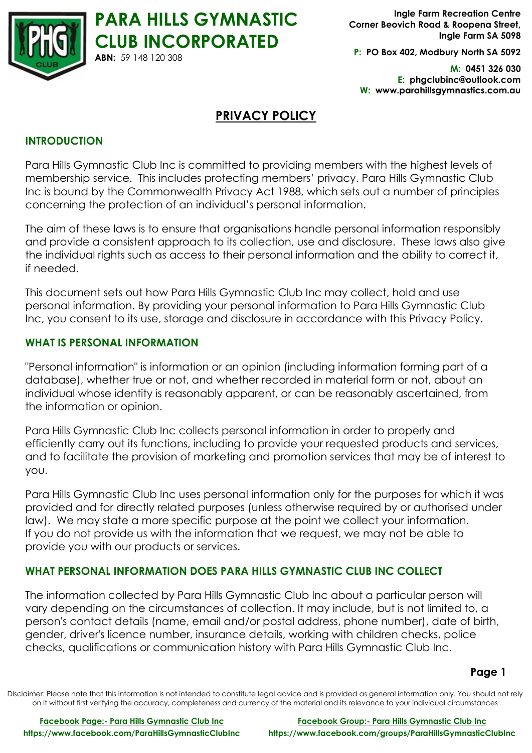# PARA HILLS GYMNASTIC CLUB INCORPORATED

**ABN:** 59 148 120 308

**Ingle Farm Recreation Centre**
**Corner Beovich Road & Roopena Street,**
**Ingle Farm SA 5098**

**P: PO Box 402, Modbury North SA 5092**

**M: 0451 326 030**
**E: phgclubinc@outlook.com**
**W: www.parahillsgymnastics.com.au**

## PRIVACY POLICY

### INTRODUCTION

Para Hills Gymnastic Club Inc is committed to providing members with the highest levels of membership service. This includes protecting members' privacy. Para Hills Gymnastic Club Inc is bound by the Commonwealth Privacy Act 1988, which sets out a number of principles concerning the protection of an individual's personal information.

The aim of these laws is to ensure that organisations handle personal information responsibly and provide a consistent approach to its collection, use and disclosure. These laws also give the individual rights such as access to their personal information and the ability to correct it, if needed.

This document sets out how Para Hills Gymnastic Club Inc may collect, hold and use personal information. By providing your personal information to Para Hills Gymnastic Club Inc, you consent to its use, storage and disclosure in accordance with this Privacy Policy.

### WHAT IS PERSONAL INFORMATION

"Personal information" is information or an opinion (including information forming part of a database), whether true or not, and whether recorded in material form or not, about an individual whose identity is reasonably apparent, or can be reasonably ascertained, from the information or opinion.

Para Hills Gymnastic Club Inc collects personal information in order to properly and efficiently carry out its functions, including to provide your requested products and services, and to facilitate the provision of marketing and promotion services that may be of interest to you.

Para Hills Gymnastic Club Inc uses personal information only for the purposes for which it was provided and for directly related purposes (unless otherwise required by or authorised under law). We may state a more specific purpose at the point we collect your information. If you do not provide us with the information that we request, we may not be able to provide you with our products or services.

### WHAT PERSONAL INFORMATION DOES PARA HILLS GYMNASTIC CLUB INC COLLECT

The information collected by Para Hills Gymnastic Club Inc about a particular person will vary depending on the circumstances of collection. It may include, but is not limited to, a person's contact details (name, email and/or postal address, phone number), date of birth, gender, driver's licence number, insurance details, working with children checks, police checks, qualifications or communication history with Para Hills Gymnastic Club Inc.

Disclaimer: Please note that this information is not intended to constitute legal advice and is provided as general information only. You should not rely on it without first verifying the accuracy, completeness and currency of the material and its relevance to your individual circumstances

**Facebook Page:- Para Hills Gymnastic Club Inc**
**https://www.facebook.com/ParaHillsGymnasticClubInc**

**Facebook Group:- Para Hills Gymnastic Club Inc**
**https://www.facebook.com/groups/ParaHillsGymnasticClubInc**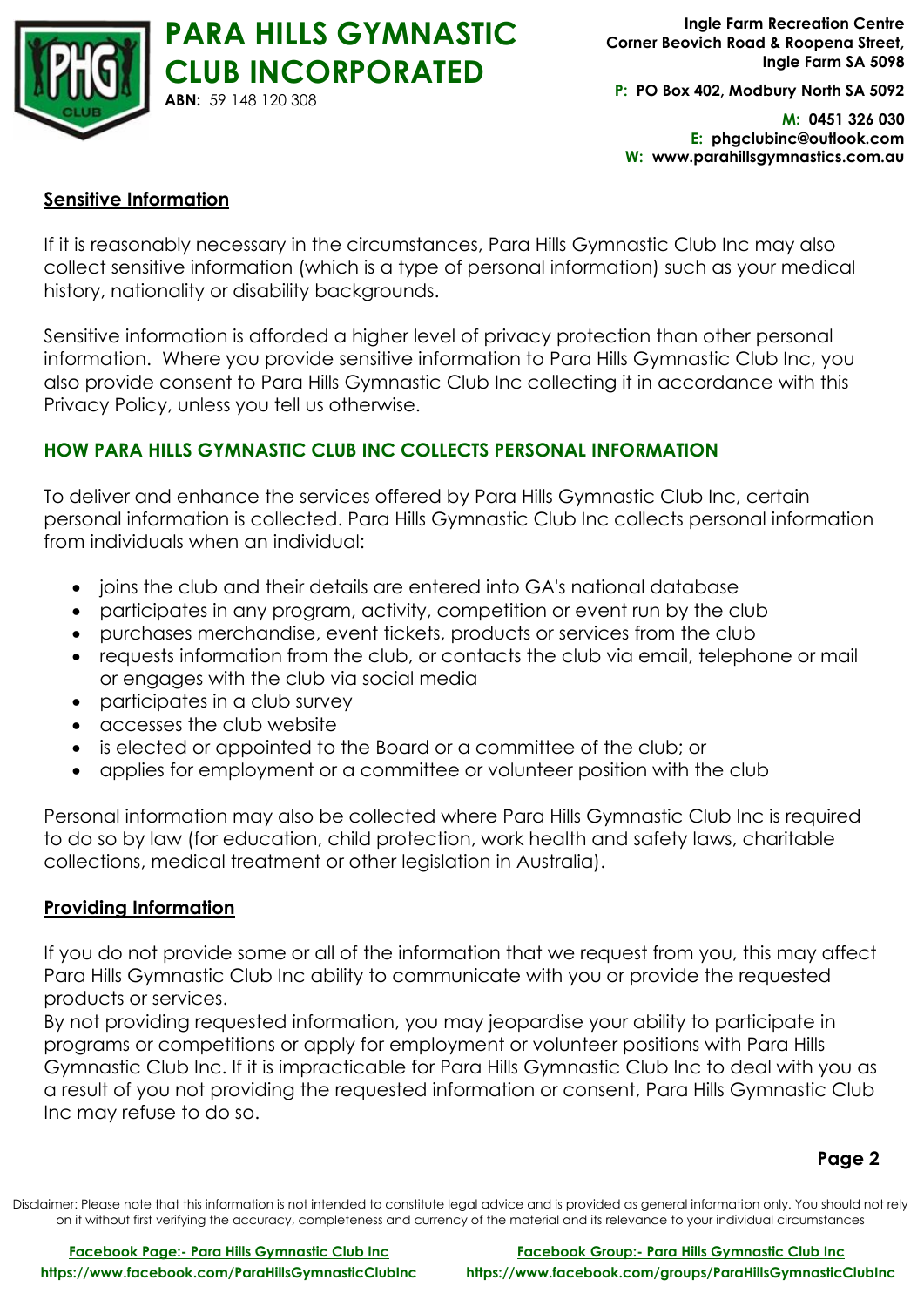## Sensitive Information

If it is reasonably necessary in the circumstances, Para Hills Gymnastic Club Inc may also collect sensitive information (which is a type of personal information) such as your medical history, nationality or disability backgrounds.

Sensitive information is afforded a higher level of privacy protection than other personal information. Where you provide sensitive information to Para Hills Gymnastic Club Inc, you also provide consent to Para Hills Gymnastic Club Inc collecting it in accordance with this Privacy Policy, unless you tell us otherwise.

## HOW PARA HILLS GYMNASTIC CLUB INC COLLECTS PERSONAL INFORMATION

To deliver and enhance the services offered by Para Hills Gymnastic Club Inc, certain personal information is collected. Para Hills Gymnastic Club Inc collects personal information from individuals when an individual:

- joins the club and their details are entered into GA's national database
- participates in any program, activity, competition or event run by the club
- purchases merchandise, event tickets, products or services from the club
- requests information from the club, or contacts the club via email, telephone or mail or engages with the club via social media
- participates in a club survey
- accesses the club website
- is elected or appointed to the Board or a committee of the club; or
- applies for employment or a committee or volunteer position with the club

Personal information may also be collected where Para Hills Gymnastic Club Inc is required to do so by law (for education, child protection, work health and safety laws, charitable collections, medical treatment or other legislation in Australia).

## Providing Information

If you do not provide some or all of the information that we request from you, this may affect Para Hills Gymnastic Club Inc ability to communicate with you or provide the requested products or services.
By not providing requested information, you may jeopardise your ability to participate in programs or competitions or apply for employment or volunteer positions with Para Hills Gymnastic Club Inc. If it is impracticable for Para Hills Gymnastic Club Inc to deal with you as a result of you not providing the requested information or consent, Para Hills Gymnastic Club Inc may refuse to do so.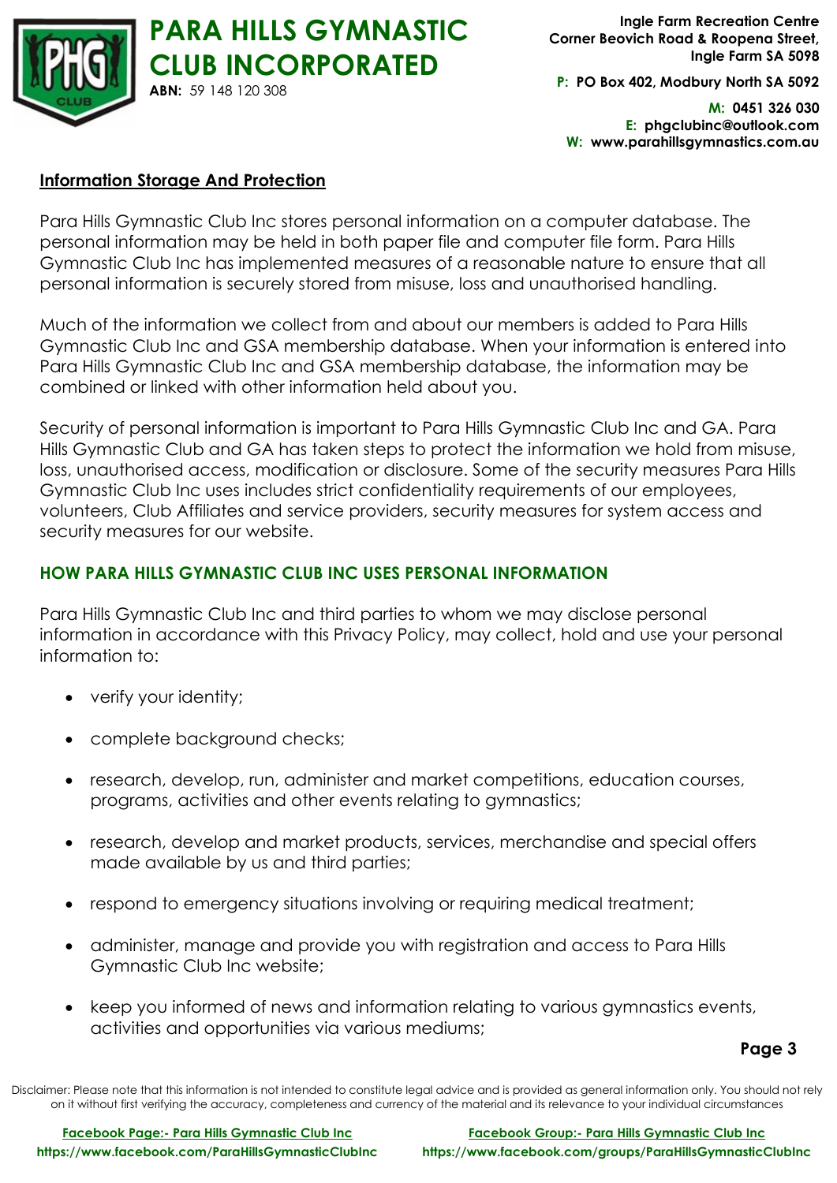## Information Storage And Protection

Para Hills Gymnastic Club Inc stores personal information on a computer database. The personal information may be held in both paper file and computer file form. Para Hills Gymnastic Club Inc has implemented measures of a reasonable nature to ensure that all personal information is securely stored from misuse, loss and unauthorised handling.

Much of the information we collect from and about our members is added to Para Hills Gymnastic Club Inc and GSA membership database. When your information is entered into Para Hills Gymnastic Club Inc and GSA membership database, the information may be combined or linked with other information held about you.

Security of personal information is important to Para Hills Gymnastic Club Inc and GA. Para Hills Gymnastic Club and GA has taken steps to protect the information we hold from misuse, loss, unauthorised access, modification or disclosure. Some of the security measures Para Hills Gymnastic Club Inc uses includes strict confidentiality requirements of our employees, volunteers, Club Affiliates and service providers, security measures for system access and security measures for our website.

## HOW PARA HILLS GYMNASTIC CLUB INC USES PERSONAL INFORMATION

Para Hills Gymnastic Club Inc and third parties to whom we may disclose personal information in accordance with this Privacy Policy, may collect, hold and use your personal information to:

- verify your identity;
- complete background checks;
- research, develop, run, administer and market competitions, education courses, programs, activities and other events relating to gymnastics;
- research, develop and market products, services, merchandise and special offers made available by us and third parties;
- respond to emergency situations involving or requiring medical treatment;
- administer, manage and provide you with registration and access to Para Hills Gymnastic Club Inc website;
- keep you informed of news and information relating to various gymnastics events, activities and opportunities via various mediums;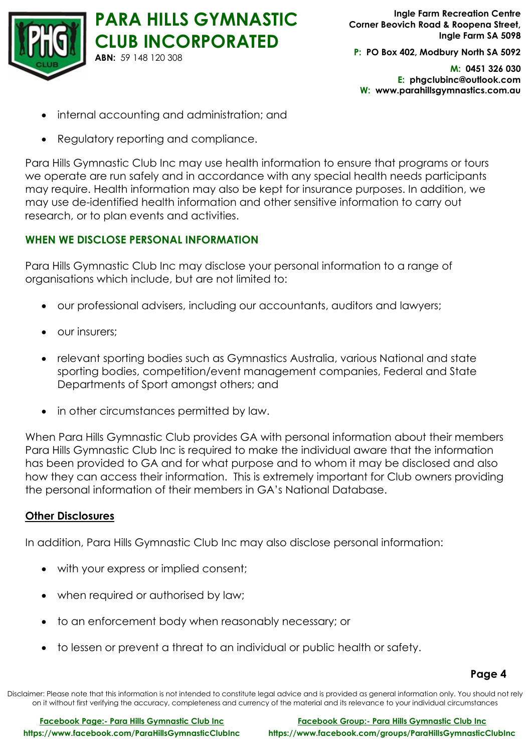- internal accounting and administration; and
- Regulatory reporting and compliance.

Para Hills Gymnastic Club Inc may use health information to ensure that programs or tours we operate are run safely and in accordance with any special health needs participants may require. Health information may also be kept for insurance purposes. In addition, we may use de-identified health information and other sensitive information to carry out research, or to plan events and activities.

## WHEN WE DISCLOSE PERSONAL INFORMATION

Para Hills Gymnastic Club Inc may disclose your personal information to a range of organisations which include, but are not limited to:

- our professional advisers, including our accountants, auditors and lawyers;
- our insurers;
- relevant sporting bodies such as Gymnastics Australia, various National and state sporting bodies, competition/event management companies, Federal and State Departments of Sport amongst others; and
- in other circumstances permitted by law.

When Para Hills Gymnastic Club provides GA with personal information about their members Para Hills Gymnastic Club Inc is required to make the individual aware that the information has been provided to GA and for what purpose and to whom it may be disclosed and also how they can access their information. This is extremely important for Club owners providing the personal information of their members in GA's National Database.

### Other Disclosures

In addition, Para Hills Gymnastic Club Inc may also disclose personal information:

- with your express or implied consent;
- when required or authorised by law;
- to an enforcement body when reasonably necessary; or
- to lessen or prevent a threat to an individual or public health or safety.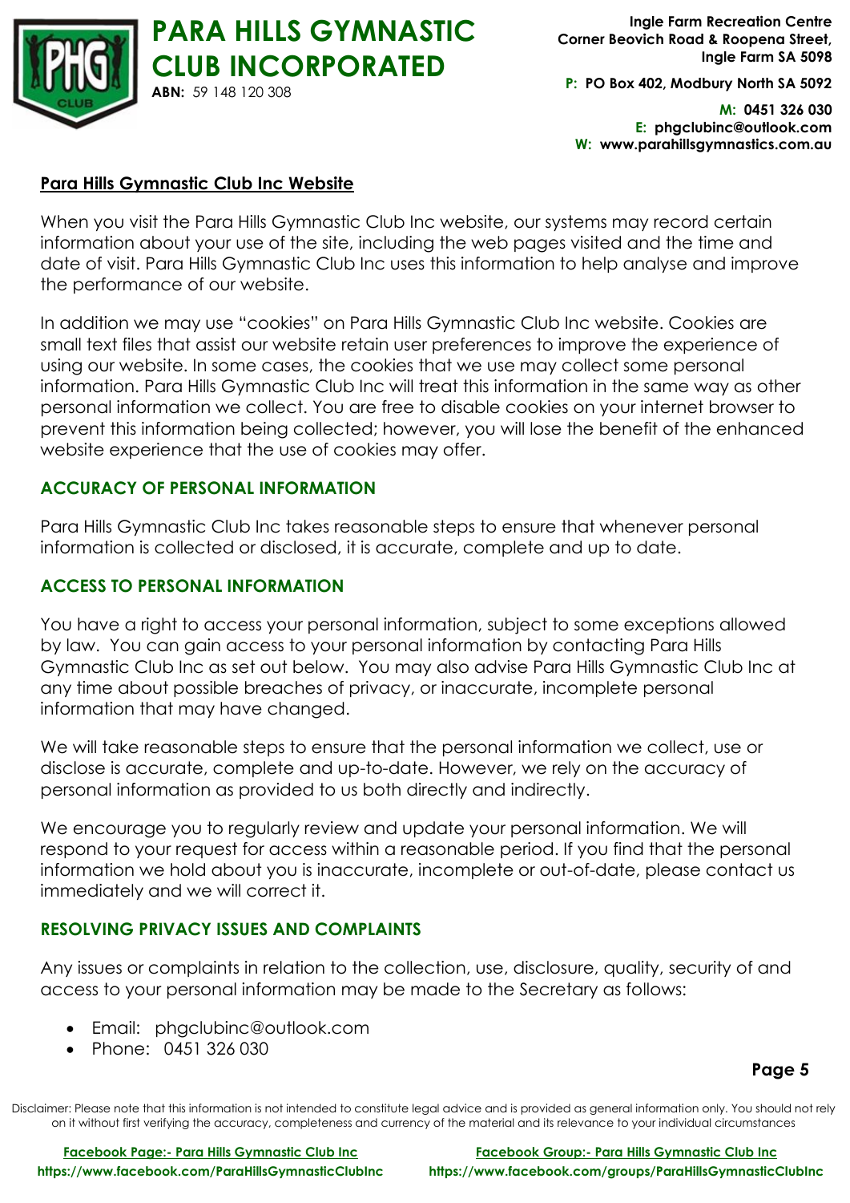## Para Hills Gymnastic Club Inc Website

When you visit the Para Hills Gymnastic Club Inc website, our systems may record certain information about your use of the site, including the web pages visited and the time and date of visit. Para Hills Gymnastic Club Inc uses this information to help analyse and improve the performance of our website.

In addition we may use "cookies" on Para Hills Gymnastic Club Inc website. Cookies are small text files that assist our website retain user preferences to improve the experience of using our website. In some cases, the cookies that we use may collect some personal information. Para Hills Gymnastic Club Inc will treat this information in the same way as other personal information we collect. You are free to disable cookies on your internet browser to prevent this information being collected; however, you will lose the benefit of the enhanced website experience that the use of cookies may offer.

### ACCURACY OF PERSONAL INFORMATION

Para Hills Gymnastic Club Inc takes reasonable steps to ensure that whenever personal information is collected or disclosed, it is accurate, complete and up to date.

### ACCESS TO PERSONAL INFORMATION

You have a right to access your personal information, subject to some exceptions allowed by law. You can gain access to your personal information by contacting Para Hills Gymnastic Club Inc as set out below. You may also advise Para Hills Gymnastic Club Inc at any time about possible breaches of privacy, or inaccurate, incomplete personal information that may have changed.

We will take reasonable steps to ensure that the personal information we collect, use or disclose is accurate, complete and up-to-date. However, we rely on the accuracy of personal information as provided to us both directly and indirectly.

We encourage you to regularly review and update your personal information. We will respond to your request for access within a reasonable period. If you find that the personal information we hold about you is inaccurate, incomplete or out-of-date, please contact us immediately and we will correct it.

### RESOLVING PRIVACY ISSUES AND COMPLAINTS

Any issues or complaints in relation to the collection, use, disclosure, quality, security of and access to your personal information may be made to the Secretary as follows:

- Email: phgclubinc@outlook.com
- Phone: 0451 326 030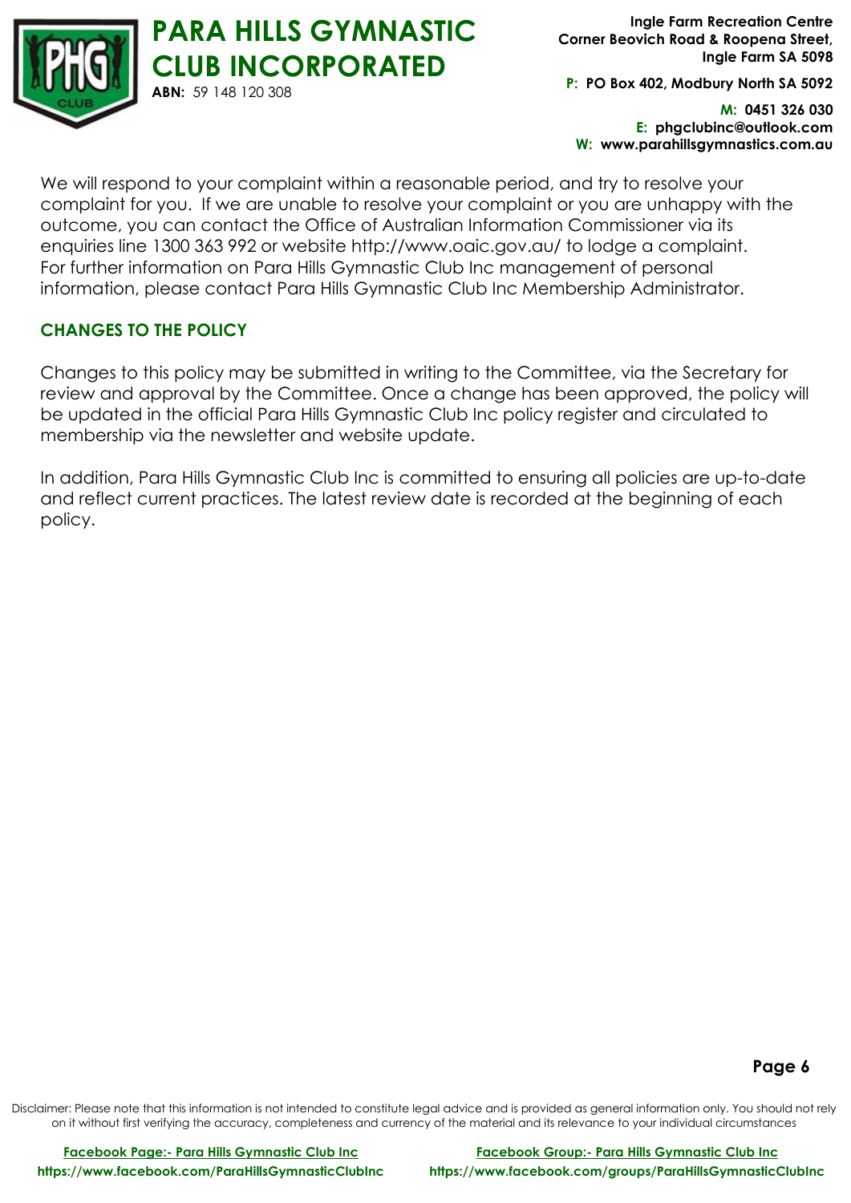We will respond to your complaint within a reasonable period, and try to resolve your complaint for you. If we are unable to resolve your complaint or you are unhappy with the outcome, you can contact the Office of Australian Information Commissioner via its enquiries line 1300 363 992 or website http://www.oaic.gov.au/ to lodge a complaint. For further information on Para Hills Gymnastic Club Inc management of personal information, please contact Para Hills Gymnastic Club Inc Membership Administrator.

## CHANGES TO THE POLICY

Changes to this policy may be submitted in writing to the Committee, via the Secretary for review and approval by the Committee. Once a change has been approved, the policy will be updated in the official Para Hills Gymnastic Club Inc policy register and circulated to membership via the newsletter and website update.

In addition, Para Hills Gymnastic Club Inc is committed to ensuring all policies are up-to-date and reflect current practices. The latest review date is recorded at the beginning of each policy.